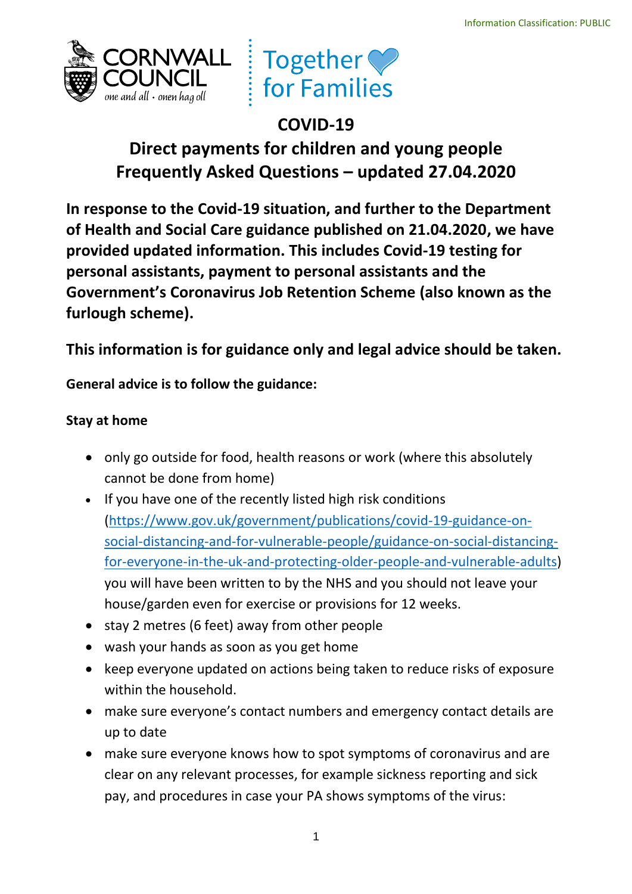Information Classification: PUBLIC

CORNWALL COUNCIL
one and all · onen hag oll

Together for Families

# COVID-19

## Direct payments for children and young people Frequently Asked Questions – updated 27.04.2020

**In response to the Covid-19 situation, and further to the Department of Health and Social Care guidance published on 21.04.2020, we have provided updated information. This includes Covid-19 testing for personal assistants, payment to personal assistants and the Government's Coronavirus Job Retention Scheme (also known as the furlough scheme).**

**This information is for guidance only and legal advice should be taken.**

**General advice is to follow the guidance:**

**Stay at home**

- only go outside for food, health reasons or work (where this absolutely cannot be done from home)
- If you have one of the recently listed high risk conditions (https://www.gov.uk/government/publications/covid-19-guidance-on-social-distancing-and-for-vulnerable-people/guidance-on-social-distancing-for-everyone-in-the-uk-and-protecting-older-people-and-vulnerable-adults) you will have been written to by the NHS and you should not leave your house/garden even for exercise or provisions for 12 weeks.
- stay 2 metres (6 feet) away from other people
- wash your hands as soon as you get home
- keep everyone updated on actions being taken to reduce risks of exposure within the household.
- make sure everyone's contact numbers and emergency contact details are up to date
- make sure everyone knows how to spot symptoms of coronavirus and are clear on any relevant processes, for example sickness reporting and sick pay, and procedures in case your PA shows symptoms of the virus: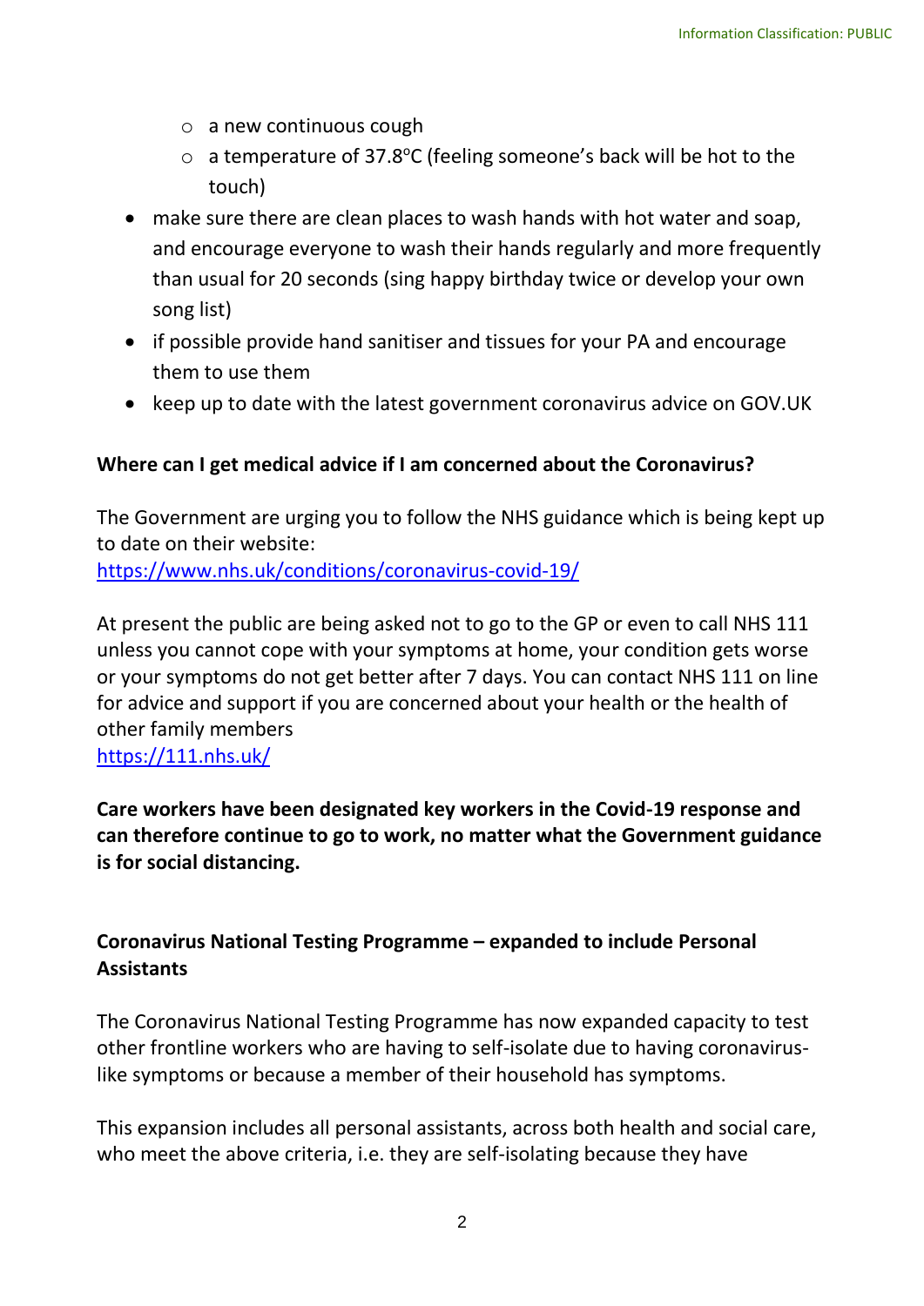- a new continuous cough
    - a temperature of 37.8°C (feeling someone's back will be hot to the touch)
- make sure there are clean places to wash hands with hot water and soap, and encourage everyone to wash their hands regularly and more frequently than usual for 20 seconds (sing happy birthday twice or develop your own song list)
- if possible provide hand sanitiser and tissues for your PA and encourage them to use them
- keep up to date with the latest government coronavirus advice on GOV.UK

**Where can I get medical advice if I am concerned about the Coronavirus?**

The Government are urging you to follow the NHS guidance which is being kept up to date on their website:
https://www.nhs.uk/conditions/coronavirus-covid-19/

At present the public are being asked not to go to the GP or even to call NHS 111 unless you cannot cope with your symptoms at home, your condition gets worse or your symptoms do not get better after 7 days. You can contact NHS 111 on line for advice and support if you are concerned about your health or the health of other family members
https://111.nhs.uk/

**Care workers have been designated key workers in the Covid-19 response and can therefore continue to go to work, no matter what the Government guidance is for social distancing.**

**Coronavirus National Testing Programme – expanded to include Personal Assistants**

The Coronavirus National Testing Programme has now expanded capacity to test other frontline workers who are having to self-isolate due to having coronavirus-like symptoms or because a member of their household has symptoms.

This expansion includes all personal assistants, across both health and social care, who meet the above criteria, i.e. they are self-isolating because they have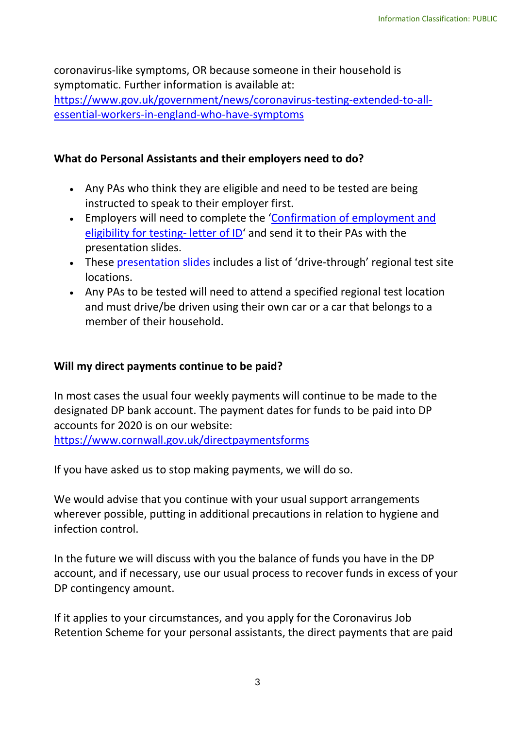coronavirus-like symptoms, OR because someone in their household is symptomatic. Further information is available at: [https://www.gov.uk/government/news/coronavirus-testing-extended-to-all-essential-workers-in-england-who-have-symptoms](https://www.gov.uk/government/news/coronavirus-testing-extended-to-all-essential-workers-in-england-who-have-symptoms)

**What do Personal Assistants and their employers need to do?**

- Any PAs who think they are eligible and need to be tested are being instructed to speak to their employer first.
- Employers will need to complete the '[Confirmation of employment and eligibility for testing- letter of ID](#)' and send it to their PAs with the presentation slides.
- These [presentation slides](#) includes a list of 'drive-through' regional test site locations.
- Any PAs to be tested will need to attend a specified regional test location and must drive/be driven using their own car or a car that belongs to a member of their household.

**Will my direct payments continue to be paid?**

In most cases the usual four weekly payments will continue to be made to the designated DP bank account. The payment dates for funds to be paid into DP accounts for 2020 is on our website: [https://www.cornwall.gov.uk/directpaymentsforms](https://www.cornwall.gov.uk/directpaymentsforms)

If you have asked us to stop making payments, we will do so.

We would advise that you continue with your usual support arrangements wherever possible, putting in additional precautions in relation to hygiene and infection control.

In the future we will discuss with you the balance of funds you have in the DP account, and if necessary, use our usual process to recover funds in excess of your DP contingency amount.

If it applies to your circumstances, and you apply for the Coronavirus Job Retention Scheme for your personal assistants, the direct payments that are paid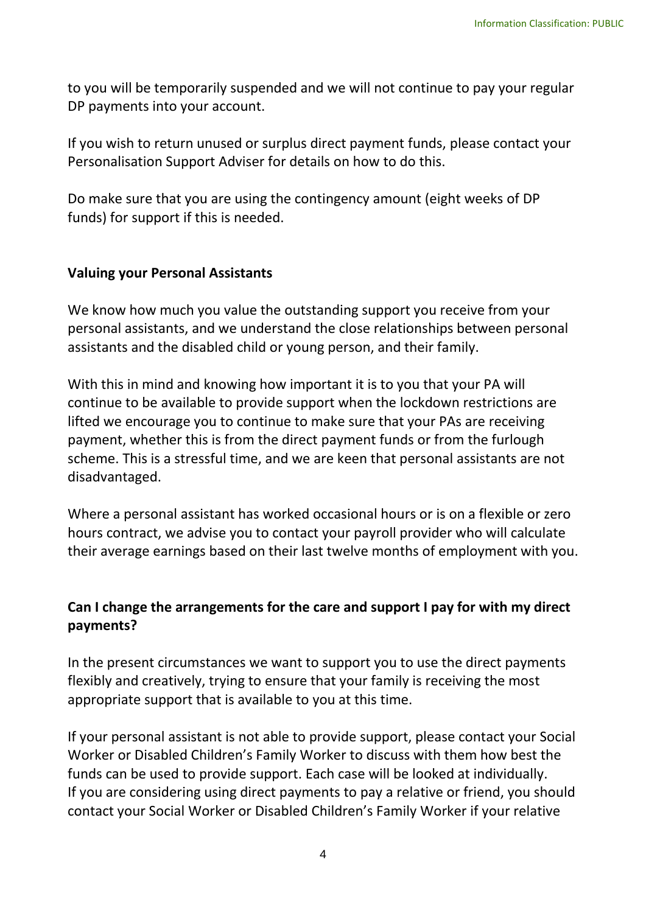to you will be temporarily suspended and we will not continue to pay your regular DP payments into your account.

If you wish to return unused or surplus direct payment funds, please contact your Personalisation Support Adviser for details on how to do this.

Do make sure that you are using the contingency amount (eight weeks of DP funds) for support if this is needed.

**Valuing your Personal Assistants**

We know how much you value the outstanding support you receive from your personal assistants, and we understand the close relationships between personal assistants and the disabled child or young person, and their family.

With this in mind and knowing how important it is to you that your PA will continue to be available to provide support when the lockdown restrictions are lifted we encourage you to continue to make sure that your PAs are receiving payment, whether this is from the direct payment funds or from the furlough scheme. This is a stressful time, and we are keen that personal assistants are not disadvantaged.

Where a personal assistant has worked occasional hours or is on a flexible or zero hours contract, we advise you to contact your payroll provider who will calculate their average earnings based on their last twelve months of employment with you.

**Can I change the arrangements for the care and support I pay for with my direct payments?**

In the present circumstances we want to support you to use the direct payments flexibly and creatively, trying to ensure that your family is receiving the most appropriate support that is available to you at this time.

If your personal assistant is not able to provide support, please contact your Social Worker or Disabled Children's Family Worker to discuss with them how best the funds can be used to provide support. Each case will be looked at individually. If you are considering using direct payments to pay a relative or friend, you should contact your Social Worker or Disabled Children's Family Worker if your relative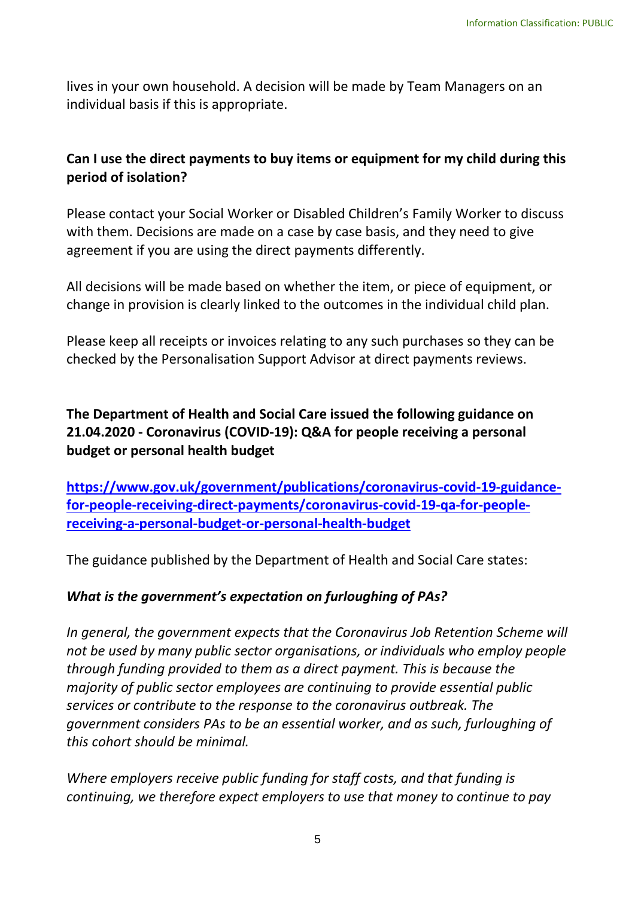lives in your own household. A decision will be made by Team Managers on an individual basis if this is appropriate.

**Can I use the direct payments to buy items or equipment for my child during this period of isolation?**

Please contact your Social Worker or Disabled Children's Family Worker to discuss with them. Decisions are made on a case by case basis, and they need to give agreement if you are using the direct payments differently.

All decisions will be made based on whether the item, or piece of equipment, or change in provision is clearly linked to the outcomes in the individual child plan.

Please keep all receipts or invoices relating to any such purchases so they can be checked by the Personalisation Support Advisor at direct payments reviews.

**The Department of Health and Social Care issued the following guidance on 21.04.2020 - Coronavirus (COVID-19): Q&A for people receiving a personal budget or personal health budget**

[https://www.gov.uk/government/publications/coronavirus-covid-19-guidance-for-people-receiving-direct-payments/coronavirus-covid-19-qa-for-people-receiving-a-personal-budget-or-personal-health-budget](https://www.gov.uk/government/publications/coronavirus-covid-19-guidance-for-people-receiving-direct-payments/coronavirus-covid-19-qa-for-people-receiving-a-personal-budget-or-personal-health-budget)

The guidance published by the Department of Health and Social Care states:

***What is the government's expectation on furloughing of PAs?***

*In general, the government expects that the Coronavirus Job Retention Scheme will not be used by many public sector organisations, or individuals who employ people through funding provided to them as a direct payment. This is because the majority of public sector employees are continuing to provide essential public services or contribute to the response to the coronavirus outbreak. The government considers PAs to be an essential worker, and as such, furloughing of this cohort should be minimal.*

*Where employers receive public funding for staff costs, and that funding is continuing, we therefore expect employers to use that money to continue to pay*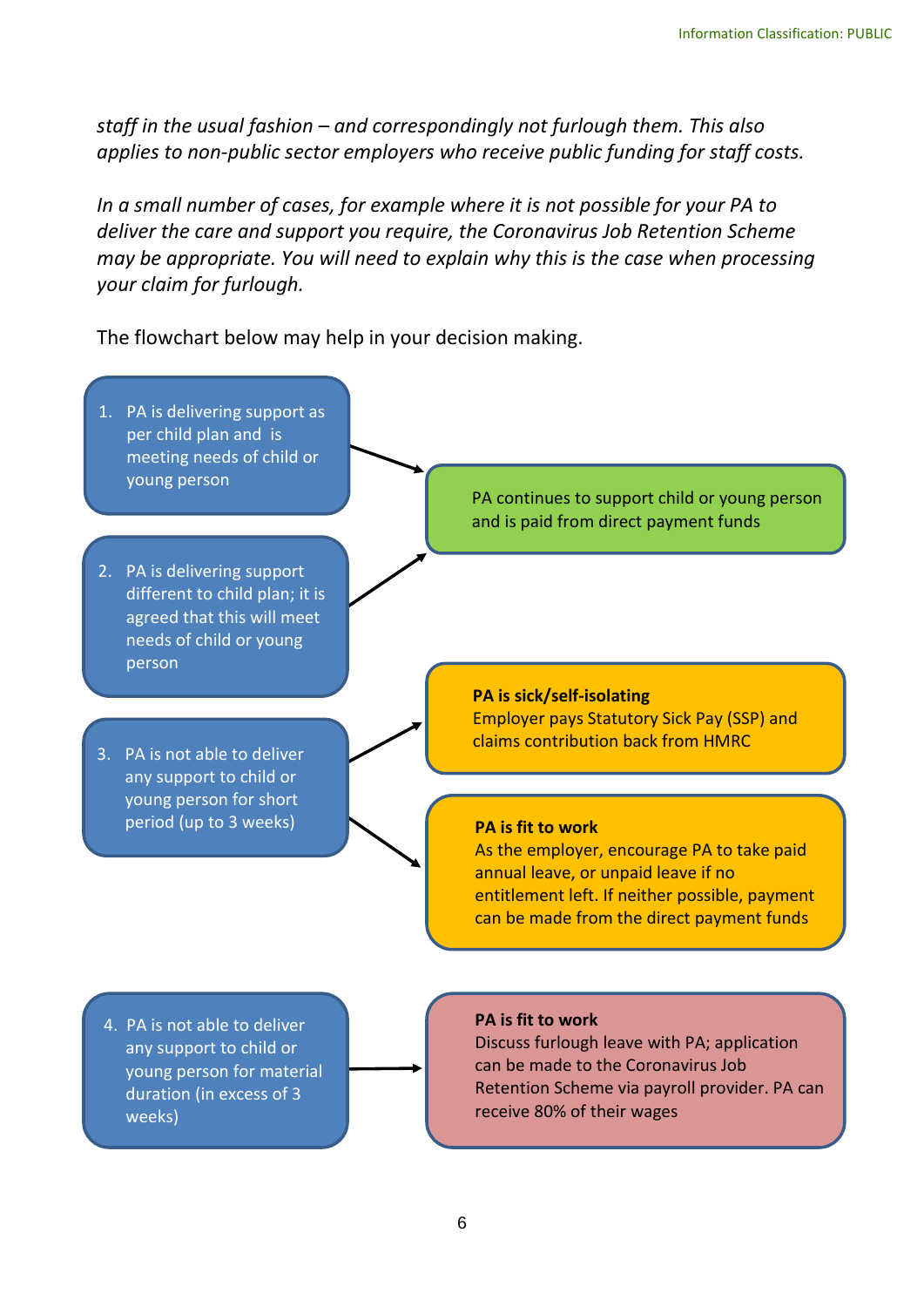*staff in the usual fashion – and correspondingly not furlough them. This also applies to non-public sector employers who receive public funding for staff costs.*

*In a small number of cases, for example where it is not possible for your PA to deliver the care and support you require, the Coronavirus Job Retention Scheme may be appropriate. You will need to explain why this is the case when processing your claim for furlough.*

The flowchart below may help in your decision making.

1. PA is delivering support as per child plan and is meeting needs of child or young person
   - → PA continues to support child or young person and is paid from direct payment funds
2. PA is delivering support different to child plan; it is agreed that this will meet needs of child or young person
   - → PA continues to support child or young person and is paid from direct payment funds
3. PA is not able to deliver any support to child or young person for short period (up to 3 weeks)
   - → **PA is sick/self-isolating**
     Employer pays Statutory Sick Pay (SSP) and claims contribution back from HMRC
   - → **PA is fit to work**
     As the employer, encourage PA to take paid annual leave, or unpaid leave if no entitlement left. If neither possible, payment can be made from the direct payment funds
4. PA is not able to deliver any support to child or young person for material duration (in excess of 3 weeks)
   - → **PA is fit to work**
     Discuss furlough leave with PA; application can be made to the Coronavirus Job Retention Scheme via payroll provider. PA can receive 80% of their wages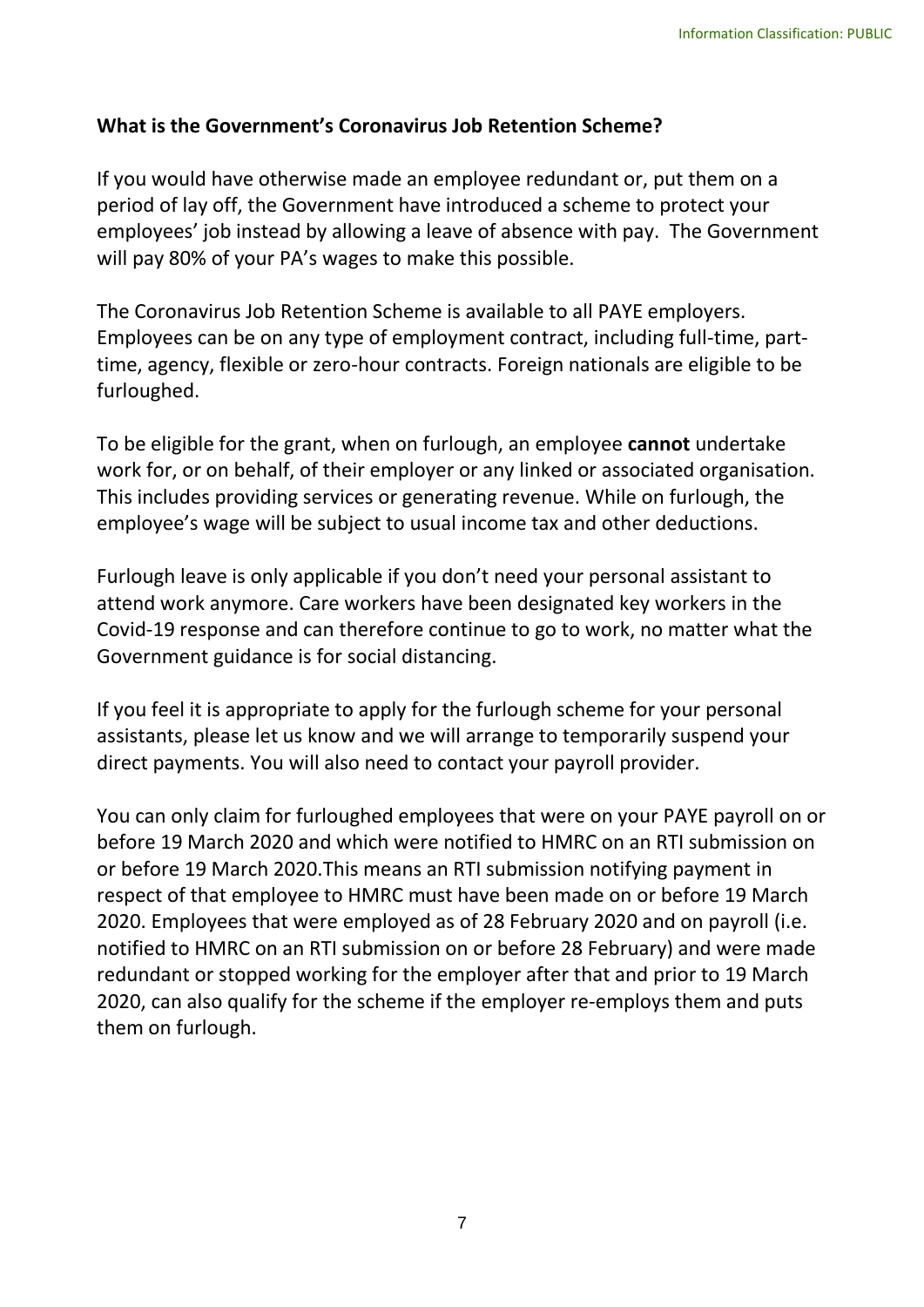**What is the Government's Coronavirus Job Retention Scheme?**

If you would have otherwise made an employee redundant or, put them on a period of lay off, the Government have introduced a scheme to protect your employees' job instead by allowing a leave of absence with pay. The Government will pay 80% of your PA's wages to make this possible.

The Coronavirus Job Retention Scheme is available to all PAYE employers. Employees can be on any type of employment contract, including full-time, part-time, agency, flexible or zero-hour contracts. Foreign nationals are eligible to be furloughed.

To be eligible for the grant, when on furlough, an employee **cannot** undertake work for, or on behalf, of their employer or any linked or associated organisation. This includes providing services or generating revenue. While on furlough, the employee's wage will be subject to usual income tax and other deductions.

Furlough leave is only applicable if you don't need your personal assistant to attend work anymore. Care workers have been designated key workers in the Covid-19 response and can therefore continue to go to work, no matter what the Government guidance is for social distancing.

If you feel it is appropriate to apply for the furlough scheme for your personal assistants, please let us know and we will arrange to temporarily suspend your direct payments. You will also need to contact your payroll provider.

You can only claim for furloughed employees that were on your PAYE payroll on or before 19 March 2020 and which were notified to HMRC on an RTI submission on or before 19 March 2020.This means an RTI submission notifying payment in respect of that employee to HMRC must have been made on or before 19 March 2020. Employees that were employed as of 28 February 2020 and on payroll (i.e. notified to HMRC on an RTI submission on or before 28 February) and were made redundant or stopped working for the employer after that and prior to 19 March 2020, can also qualify for the scheme if the employer re-employs them and puts them on furlough.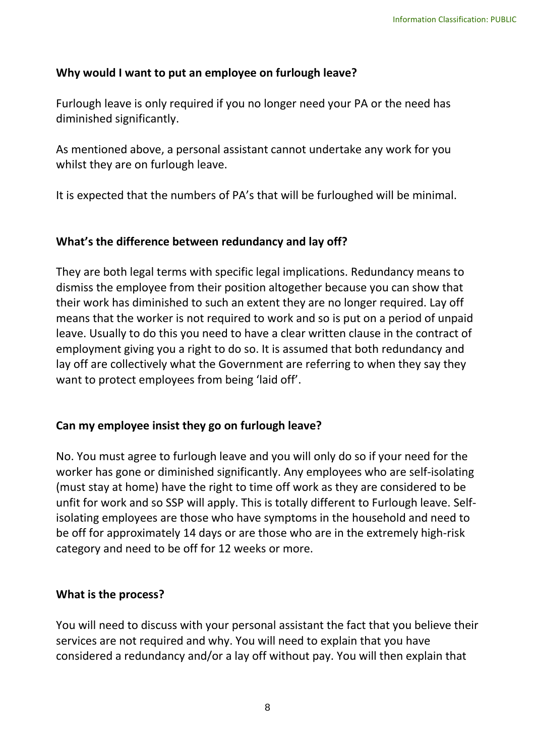**Why would I want to put an employee on furlough leave?**

Furlough leave is only required if you no longer need your PA or the need has diminished significantly.

As mentioned above, a personal assistant cannot undertake any work for you whilst they are on furlough leave.

It is expected that the numbers of PA's that will be furloughed will be minimal.

**What's the difference between redundancy and lay off?**

They are both legal terms with specific legal implications. Redundancy means to dismiss the employee from their position altogether because you can show that their work has diminished to such an extent they are no longer required. Lay off means that the worker is not required to work and so is put on a period of unpaid leave. Usually to do this you need to have a clear written clause in the contract of employment giving you a right to do so. It is assumed that both redundancy and lay off are collectively what the Government are referring to when they say they want to protect employees from being 'laid off'.

**Can my employee insist they go on furlough leave?**

No. You must agree to furlough leave and you will only do so if your need for the worker has gone or diminished significantly. Any employees who are self-isolating (must stay at home) have the right to time off work as they are considered to be unfit for work and so SSP will apply. This is totally different to Furlough leave. Self-isolating employees are those who have symptoms in the household and need to be off for approximately 14 days or are those who are in the extremely high-risk category and need to be off for 12 weeks or more.

**What is the process?**

You will need to discuss with your personal assistant the fact that you believe their services are not required and why. You will need to explain that you have considered a redundancy and/or a lay off without pay. You will then explain that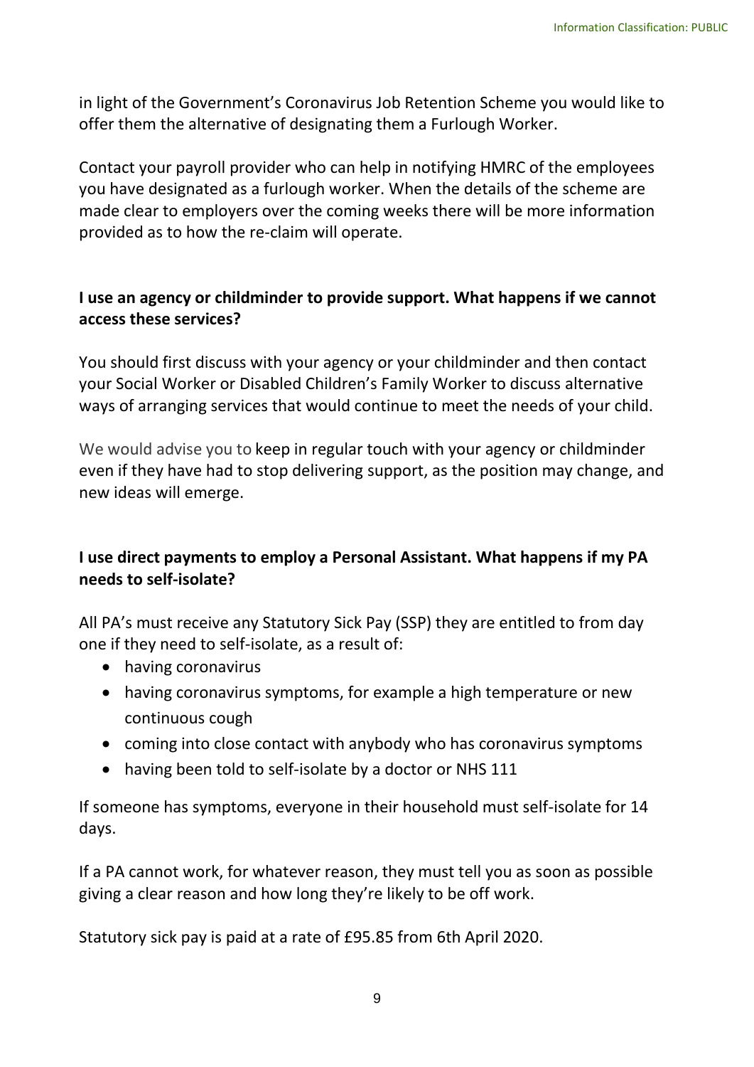in light of the Government's Coronavirus Job Retention Scheme you would like to offer them the alternative of designating them a Furlough Worker.

Contact your payroll provider who can help in notifying HMRC of the employees you have designated as a furlough worker. When the details of the scheme are made clear to employers over the coming weeks there will be more information provided as to how the re-claim will operate.

**I use an agency or childminder to provide support. What happens if we cannot access these services?**

You should first discuss with your agency or your childminder and then contact your Social Worker or Disabled Children's Family Worker to discuss alternative ways of arranging services that would continue to meet the needs of your child.

We would advise you to keep in regular touch with your agency or childminder even if they have had to stop delivering support, as the position may change, and new ideas will emerge.

**I use direct payments to employ a Personal Assistant. What happens if my PA needs to self-isolate?**

All PA's must receive any Statutory Sick Pay (SSP) they are entitled to from day one if they need to self-isolate, as a result of:

- having coronavirus
- having coronavirus symptoms, for example a high temperature or new continuous cough
- coming into close contact with anybody who has coronavirus symptoms
- having been told to self-isolate by a doctor or NHS 111

If someone has symptoms, everyone in their household must self-isolate for 14 days.

If a PA cannot work, for whatever reason, they must tell you as soon as possible giving a clear reason and how long they're likely to be off work.

Statutory sick pay is paid at a rate of £95.85 from 6th April 2020.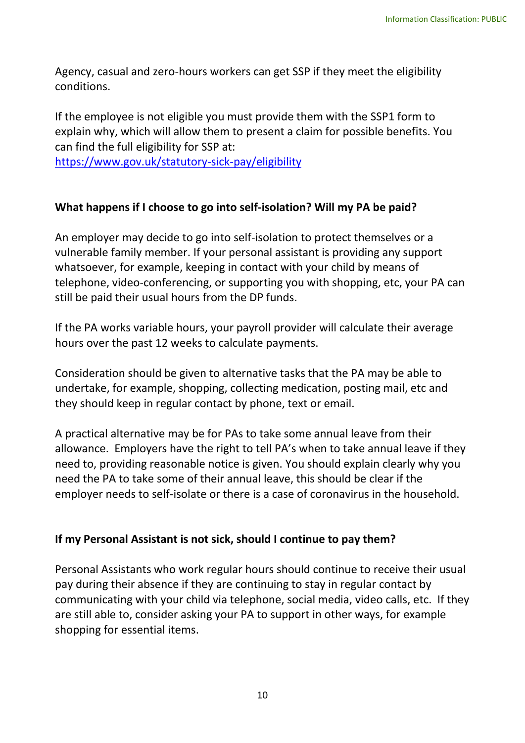Agency, casual and zero-hours workers can get SSP if they meet the eligibility conditions.

If the employee is not eligible you must provide them with the SSP1 form to explain why, which will allow them to present a claim for possible benefits. You can find the full eligibility for SSP at: [https://www.gov.uk/statutory-sick-pay/eligibility](https://www.gov.uk/statutory-sick-pay/eligibility)

**What happens if I choose to go into self-isolation? Will my PA be paid?**

An employer may decide to go into self-isolation to protect themselves or a vulnerable family member. If your personal assistant is providing any support whatsoever, for example, keeping in contact with your child by means of telephone, video-conferencing, or supporting you with shopping, etc, your PA can still be paid their usual hours from the DP funds.

If the PA works variable hours, your payroll provider will calculate their average hours over the past 12 weeks to calculate payments.

Consideration should be given to alternative tasks that the PA may be able to undertake, for example, shopping, collecting medication, posting mail, etc and they should keep in regular contact by phone, text or email.

A practical alternative may be for PAs to take some annual leave from their allowance. Employers have the right to tell PA's when to take annual leave if they need to, providing reasonable notice is given. You should explain clearly why you need the PA to take some of their annual leave, this should be clear if the employer needs to self-isolate or there is a case of coronavirus in the household.

**If my Personal Assistant is not sick, should I continue to pay them?**

Personal Assistants who work regular hours should continue to receive their usual pay during their absence if they are continuing to stay in regular contact by communicating with your child via telephone, social media, video calls, etc. If they are still able to, consider asking your PA to support in other ways, for example shopping for essential items.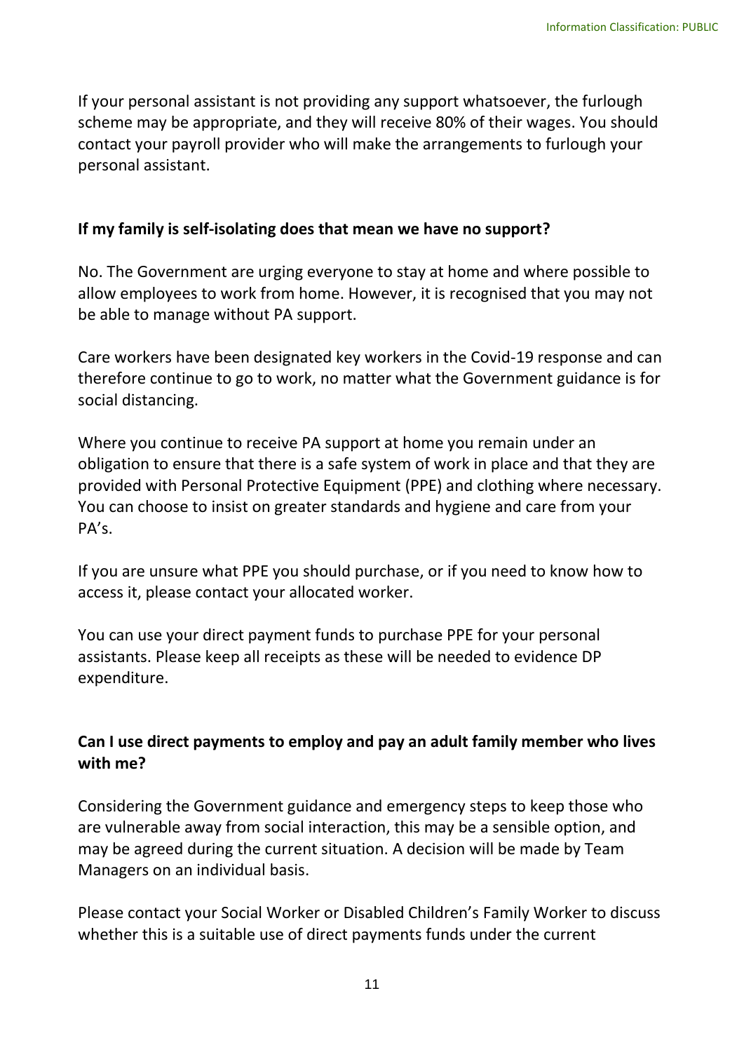If your personal assistant is not providing any support whatsoever, the furlough scheme may be appropriate, and they will receive 80% of their wages. You should contact your payroll provider who will make the arrangements to furlough your personal assistant.

**If my family is self-isolating does that mean we have no support?**

No. The Government are urging everyone to stay at home and where possible to allow employees to work from home. However, it is recognised that you may not be able to manage without PA support.

Care workers have been designated key workers in the Covid-19 response and can therefore continue to go to work, no matter what the Government guidance is for social distancing.

Where you continue to receive PA support at home you remain under an obligation to ensure that there is a safe system of work in place and that they are provided with Personal Protective Equipment (PPE) and clothing where necessary. You can choose to insist on greater standards and hygiene and care from your PA's.

If you are unsure what PPE you should purchase, or if you need to know how to access it, please contact your allocated worker.

You can use your direct payment funds to purchase PPE for your personal assistants. Please keep all receipts as these will be needed to evidence DP expenditure.

**Can I use direct payments to employ and pay an adult family member who lives with me?**

Considering the Government guidance and emergency steps to keep those who are vulnerable away from social interaction, this may be a sensible option, and may be agreed during the current situation. A decision will be made by Team Managers on an individual basis.

Please contact your Social Worker or Disabled Children's Family Worker to discuss whether this is a suitable use of direct payments funds under the current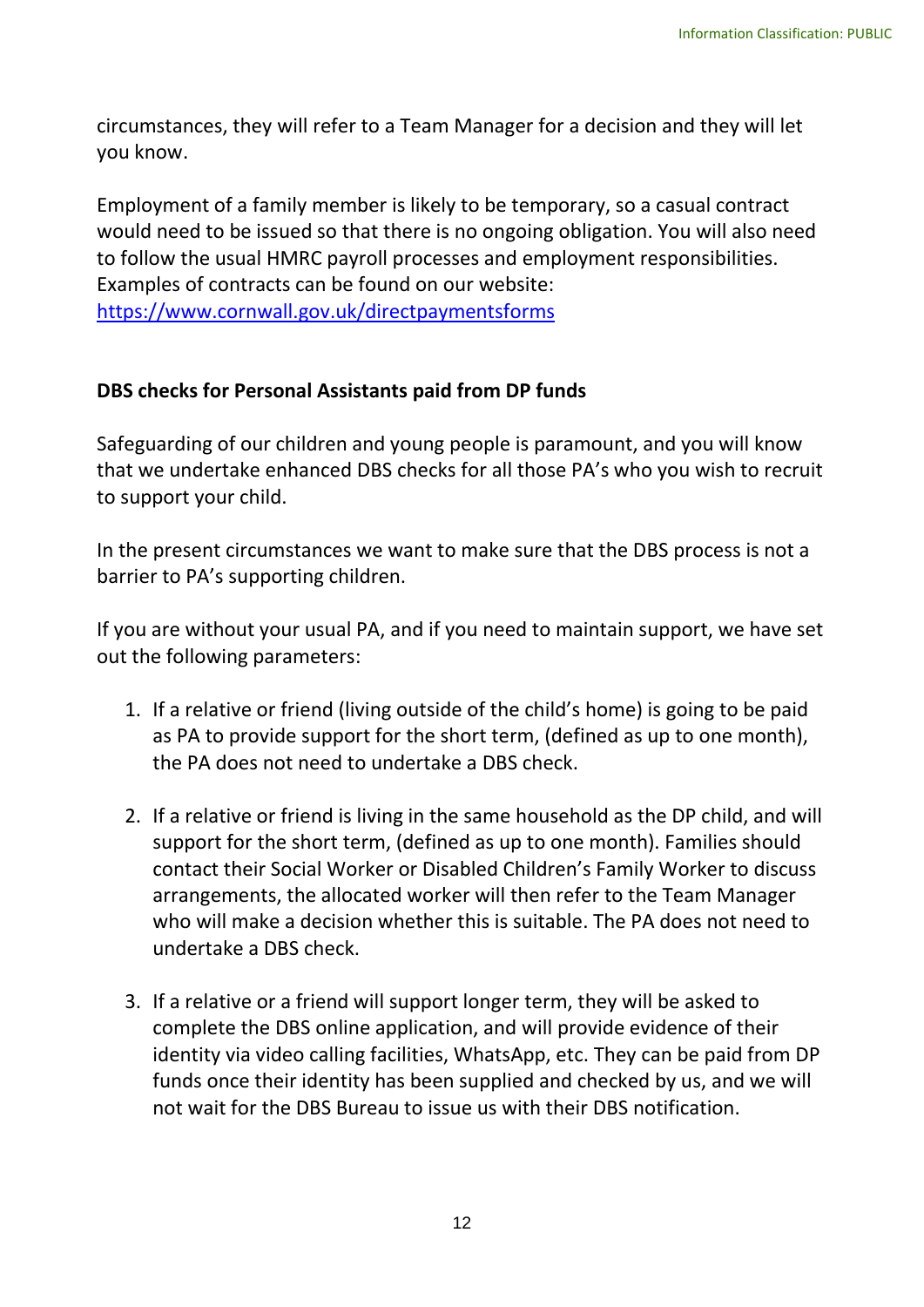circumstances, they will refer to a Team Manager for a decision and they will let you know.

Employment of a family member is likely to be temporary, so a casual contract would need to be issued so that there is no ongoing obligation. You will also need to follow the usual HMRC payroll processes and employment responsibilities. Examples of contracts can be found on our website: [https://www.cornwall.gov.uk/directpaymentsforms](https://www.cornwall.gov.uk/directpaymentsforms)

**DBS checks for Personal Assistants paid from DP funds**

Safeguarding of our children and young people is paramount, and you will know that we undertake enhanced DBS checks for all those PA's who you wish to recruit to support your child.

In the present circumstances we want to make sure that the DBS process is not a barrier to PA's supporting children.

If you are without your usual PA, and if you need to maintain support, we have set out the following parameters:

1. If a relative or friend (living outside of the child's home) is going to be paid as PA to provide support for the short term, (defined as up to one month), the PA does not need to undertake a DBS check.

2. If a relative or friend is living in the same household as the DP child, and will support for the short term, (defined as up to one month). Families should contact their Social Worker or Disabled Children's Family Worker to discuss arrangements, the allocated worker will then refer to the Team Manager who will make a decision whether this is suitable. The PA does not need to undertake a DBS check.

3. If a relative or a friend will support longer term, they will be asked to complete the DBS online application, and will provide evidence of their identity via video calling facilities, WhatsApp, etc. They can be paid from DP funds once their identity has been supplied and checked by us, and we will not wait for the DBS Bureau to issue us with their DBS notification.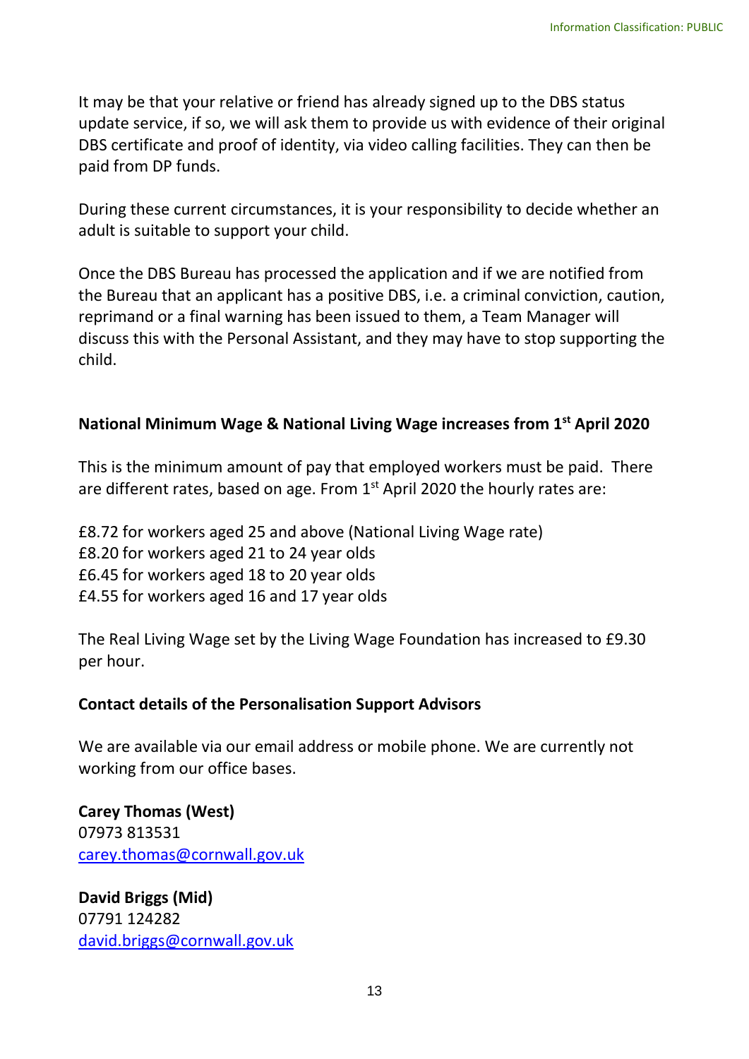It may be that your relative or friend has already signed up to the DBS status update service, if so, we will ask them to provide us with evidence of their original DBS certificate and proof of identity, via video calling facilities. They can then be paid from DP funds.

During these current circumstances, it is your responsibility to decide whether an adult is suitable to support your child.

Once the DBS Bureau has processed the application and if we are notified from the Bureau that an applicant has a positive DBS, i.e. a criminal conviction, caution, reprimand or a final warning has been issued to them, a Team Manager will discuss this with the Personal Assistant, and they may have to stop supporting the child.

**National Minimum Wage & National Living Wage increases from 1st April 2020**

This is the minimum amount of pay that employed workers must be paid. There are different rates, based on age. From 1st April 2020 the hourly rates are:

£8.72 for workers aged 25 and above (National Living Wage rate)
£8.20 for workers aged 21 to 24 year olds
£6.45 for workers aged 18 to 20 year olds
£4.55 for workers aged 16 and 17 year olds

The Real Living Wage set by the Living Wage Foundation has increased to £9.30 per hour.

**Contact details of the Personalisation Support Advisors**

We are available via our email address or mobile phone. We are currently not working from our office bases.

**Carey Thomas (West)**
07973 813531
[carey.thomas@cornwall.gov.uk](mailto:carey.thomas@cornwall.gov.uk)

**David Briggs (Mid)**
07791 124282
[david.briggs@cornwall.gov.uk](mailto:david.briggs@cornwall.gov.uk)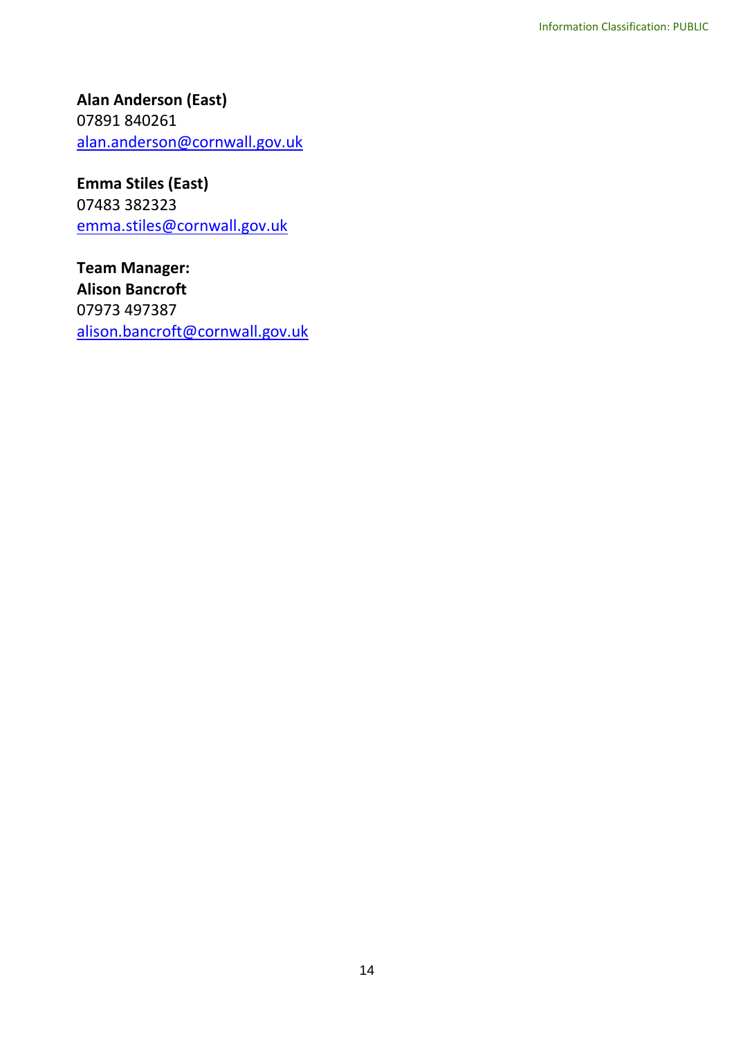**Alan Anderson (East)**
07891 840261
alan.anderson@cornwall.gov.uk

**Emma Stiles (East)**
07483 382323
emma.stiles@cornwall.gov.uk

**Team Manager:**
**Alison Bancroft**
07973 497387
alison.bancroft@cornwall.gov.uk